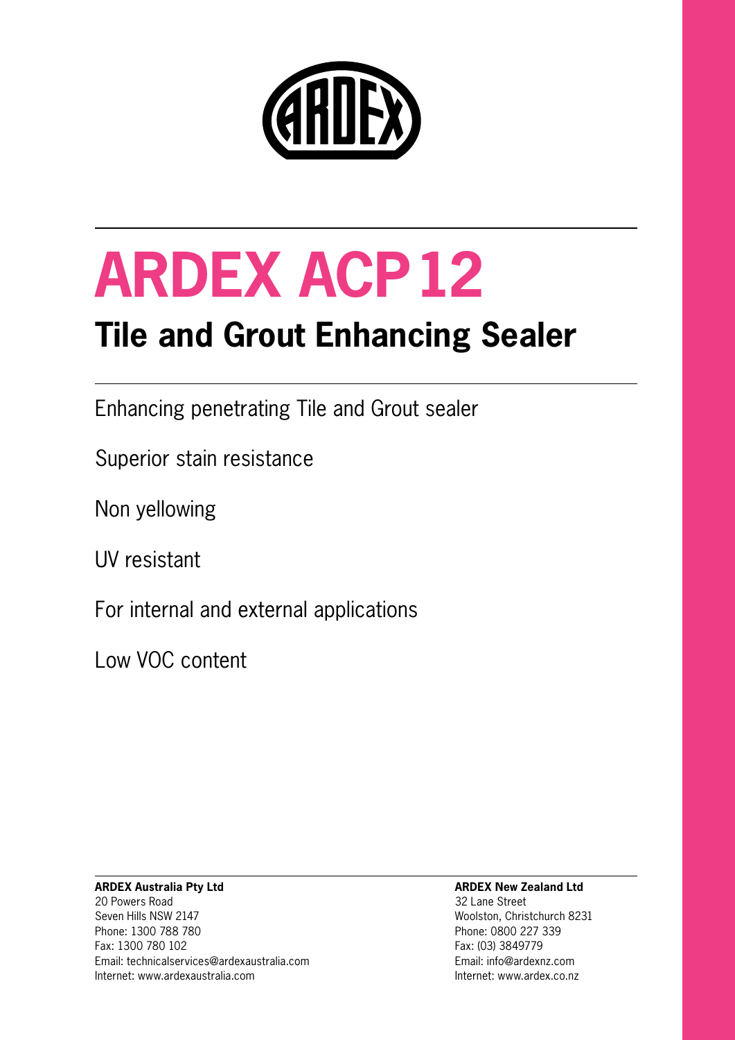# ARDEX ACP 12

## Tile and Grout Enhancing Sealer

Enhancing penetrating Tile and Grout sealer

Superior stain resistance

Non yellowing

UV resistant

For internal and external applications

Low VOC content

**ARDEX Australia Pty Ltd**
20 Powers Road
Seven Hills NSW 2147
Phone: 1300 788 780
Fax: 1300 780 102
Email: technicalservices@ardexaustralia.com
Internet: www.ardexaustralia.com

**ARDEX New Zealand Ltd**
32 Lane Street
Woolston, Christchurch 8231
Phone: 0800 227 339
Fax: (03) 3849779
Email: info@ardexnz.com
Internet: www.ardex.co.nz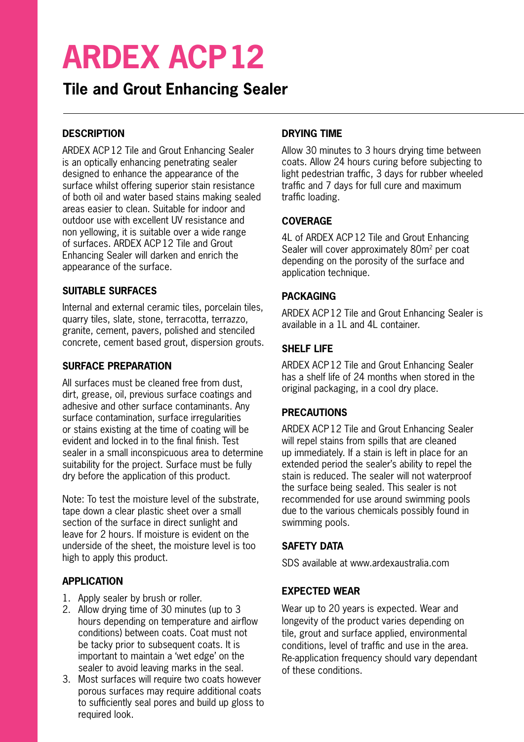# ARDEX ACP 12

## Tile and Grout Enhancing Sealer

### DESCRIPTION

ARDEX ACP 12 Tile and Grout Enhancing Sealer is an optically enhancing penetrating sealer designed to enhance the appearance of the surface whilst offering superior stain resistance of both oil and water based stains making sealed areas easier to clean. Suitable for indoor and outdoor use with excellent UV resistance and non yellowing, it is suitable over a wide range of surfaces. ARDEX ACP 12 Tile and Grout Enhancing Sealer will darken and enrich the appearance of the surface.

### SUITABLE SURFACES

Internal and external ceramic tiles, porcelain tiles, quarry tiles, slate, stone, terracotta, terrazzo, granite, cement, pavers, polished and stenciled concrete, cement based grout, dispersion grouts.

### SURFACE PREPARATION

All surfaces must be cleaned free from dust, dirt, grease, oil, previous surface coatings and adhesive and other surface contaminants. Any surface contamination, surface irregularities or stains existing at the time of coating will be evident and locked in to the final finish. Test sealer in a small inconspicuous area to determine suitability for the project. Surface must be fully dry before the application of this product.

Note: To test the moisture level of the substrate, tape down a clear plastic sheet over a small section of the surface in direct sunlight and leave for 2 hours. If moisture is evident on the underside of the sheet, the moisture level is too high to apply this product.

### APPLICATION

1. Apply sealer by brush or roller.
2. Allow drying time of 30 minutes (up to 3 hours depending on temperature and airflow conditions) between coats. Coat must not be tacky prior to subsequent coats. It is important to maintain a 'wet edge' on the sealer to avoid leaving marks in the seal.
3. Most surfaces will require two coats however porous surfaces may require additional coats to sufficiently seal pores and build up gloss to required look.

### DRYING TIME

Allow 30 minutes to 3 hours drying time between coats. Allow 24 hours curing before subjecting to light pedestrian traffic, 3 days for rubber wheeled traffic and 7 days for full cure and maximum traffic loading.

### COVERAGE

4L of ARDEX ACP 12 Tile and Grout Enhancing Sealer will cover approximately 80m$^2$ per coat depending on the porosity of the surface and application technique.

### PACKAGING

ARDEX ACP 12 Tile and Grout Enhancing Sealer is available in a 1L and 4L container.

### SHELF LIFE

ARDEX ACP 12 Tile and Grout Enhancing Sealer has a shelf life of 24 months when stored in the original packaging, in a cool dry place.

### PRECAUTIONS

ARDEX ACP 12 Tile and Grout Enhancing Sealer will repel stains from spills that are cleaned up immediately. If a stain is left in place for an extended period the sealer's ability to repel the stain is reduced. The sealer will not waterproof the surface being sealed. This sealer is not recommended for use around swimming pools due to the various chemicals possibly found in swimming pools.

### SAFETY DATA

SDS available at www.ardexaustralia.com

### EXPECTED WEAR

Wear up to 20 years is expected. Wear and longevity of the product varies depending on tile, grout and surface applied, environmental conditions, level of traffic and use in the area. Re-application frequency should vary dependant of these conditions.